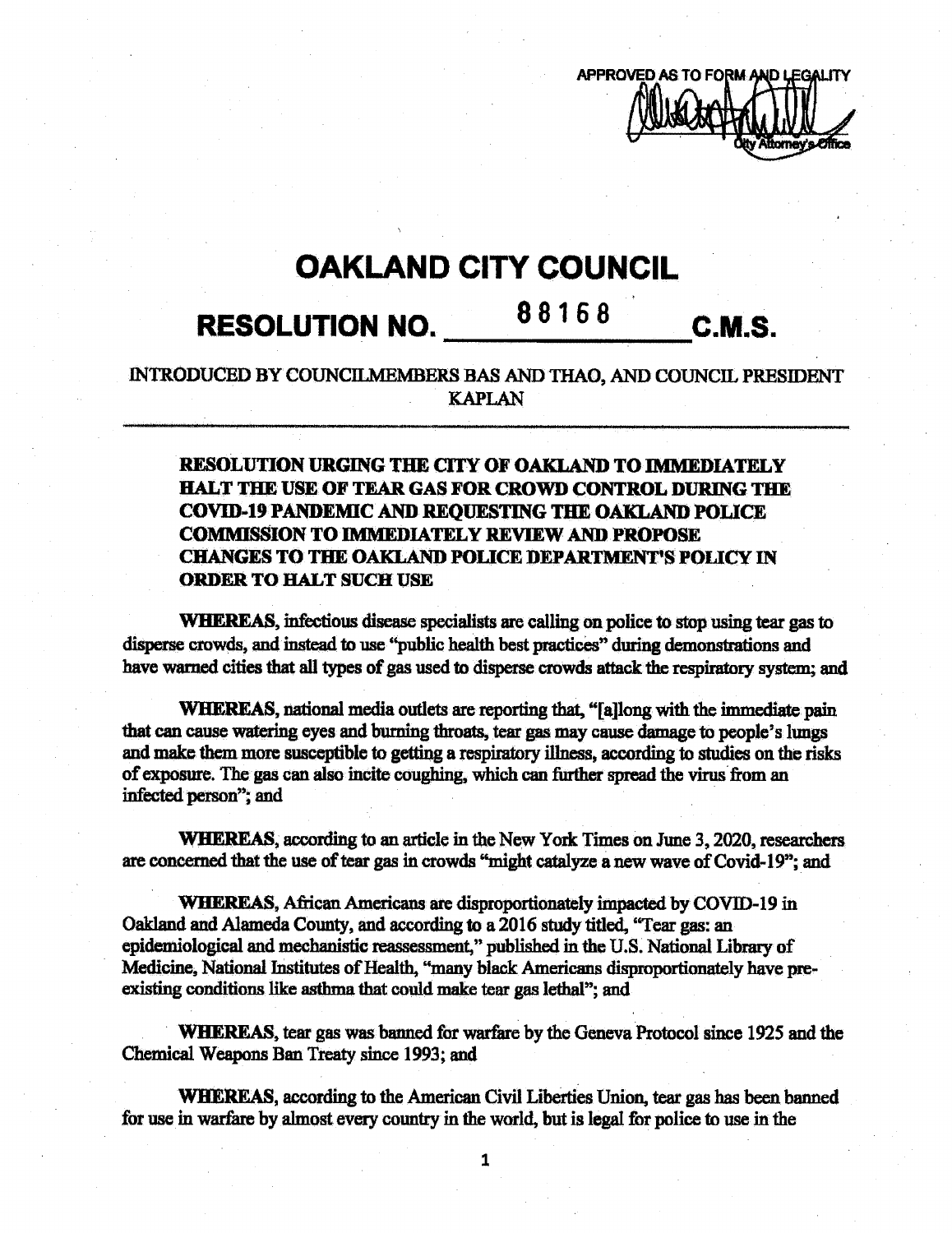APPROVED AS TO FORM AND LEGALITY

City Attorney's Office

# OAKLAND CITY COUNCIL

## RESOLUTION NO. 88168 C.M.S.

INTRODUCED BY COUNCILMEMBERS BAS AND THAO, AND COUNCIL PRESIDENT KAPLAN

---

**RESOLUTION URGING THE CITY OF OAKLAND TO IMMEDIATELY HALT THE USE OF TEAR GAS FOR CROWD CONTROL DURING THE COVID-19 PANDEMIC AND REQUESTING THE OAKLAND POLICE COMMISSION TO IMMEDIATELY REVIEW AND PROPOSE CHANGES TO THE OAKLAND POLICE DEPARTMENT'S POLICY IN ORDER TO HALT SUCH USE**

**WHEREAS,** infectious disease specialists are calling on police to stop using tear gas to disperse crowds, and instead to use "public health best practices" during demonstrations and have warned cities that all types of gas used to disperse crowds attack the respiratory system; and

**WHEREAS,** national media outlets are reporting that, "[a]long with the immediate pain that can cause watering eyes and burning throats, tear gas may cause damage to people's lungs and make them more susceptible to getting a respiratory illness, according to studies on the risks of exposure. The gas can also incite coughing, which can further spread the virus from an infected person"; and

**WHEREAS,** according to an article in the New York Times on June 3, 2020, researchers are concerned that the use of tear gas in crowds "might catalyze a new wave of Covid-19"; and

**WHEREAS,** African Americans are disproportionately impacted by COVID-19 in Oakland and Alameda County, and according to a 2016 study titled, "Tear gas: an epidemiological and mechanistic reassessment," published in the U.S. National Library of Medicine, National Institutes of Health, "many black Americans disproportionately have pre-existing conditions like asthma that could make tear gas lethal"; and

**WHEREAS,** tear gas was banned for warfare by the Geneva Protocol since 1925 and the Chemical Weapons Ban Treaty since 1993; and

**WHEREAS,** according to the American Civil Liberties Union, tear gas has been banned for use in warfare by almost every country in the world, but is legal for police to use in the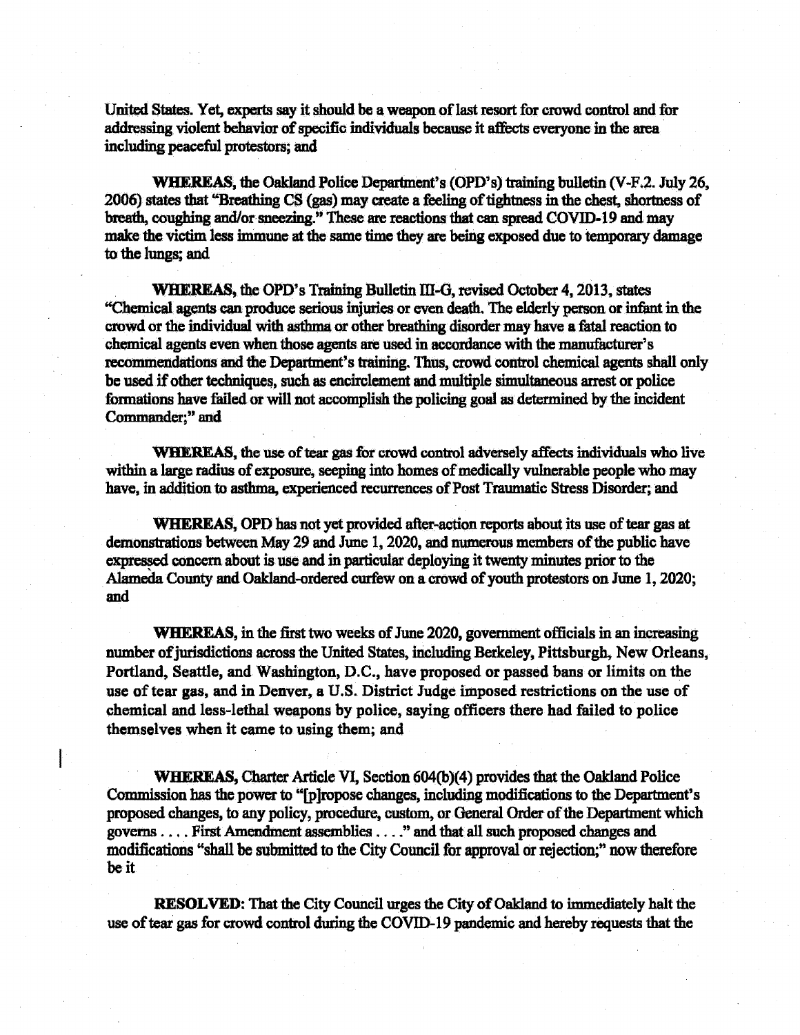United States. Yet, experts say it should be a weapon of last resort for crowd control and for addressing violent behavior of specific individuals because it affects everyone in the area including peaceful protestors; and

**WHEREAS,** the Oakland Police Department's (OPD's) training bulletin (V-F.2. July 26, 2006) states that "Breathing CS (gas) may create a feeling of tightness in the chest, shortness of breath, coughing and/or sneezing." These are reactions that can spread COVID-19 and may make the victim less immune at the same time they are being exposed due to temporary damage to the lungs; and

**WHEREAS,** the OPD's Training Bulletin III-G, revised October 4, 2013, states "Chemical agents can produce serious injuries or even death. The elderly person or infant in the crowd or the individual with asthma or other breathing disorder may have a fatal reaction to chemical agents even when those agents are used in accordance with the manufacturer's recommendations and the Department's training. Thus, crowd control chemical agents shall only be used if other techniques, such as encirclement and multiple simultaneous arrest or police formations have failed or will not accomplish the policing goal as determined by the incident Commander;" and

**WHEREAS,** the use of tear gas for crowd control adversely affects individuals who live within a large radius of exposure, seeping into homes of medically vulnerable people who may have, in addition to asthma, experienced recurrences of Post Traumatic Stress Disorder; and

**WHEREAS,** OPD has not yet provided after-action reports about its use of tear gas at demonstrations between May 29 and June 1, 2020, and numerous members of the public have expressed concern about is use and in particular deploying it twenty minutes prior to the Alameda County and Oakland-ordered curfew on a crowd of youth protestors on June 1, 2020; and

**WHEREAS,** in the first two weeks of June 2020, government officials in an increasing number of jurisdictions across the United States, including Berkeley, Pittsburgh, New Orleans, Portland, Seattle, and Washington, D.C., have proposed or passed bans or limits on the use of tear gas, and in Denver, a U.S. District Judge imposed restrictions on the use of chemical and less-lethal weapons by police, saying officers there had failed to police themselves when it came to using them; and

**WHEREAS,** Charter Article VI, Section 604(b)(4) provides that the Oakland Police Commission has the power to "[p]ropose changes, including modifications to the Department's proposed changes, to any policy, procedure, custom, or General Order of the Department which governs . . . . First Amendment assemblies . . . ." and that all such proposed changes and modifications "shall be submitted to the City Council for approval or rejection;" now therefore be it

**RESOLVED:** That the City Council urges the City of Oakland to immediately halt the use of tear gas for crowd control during the COVID-19 pandemic and hereby requests that the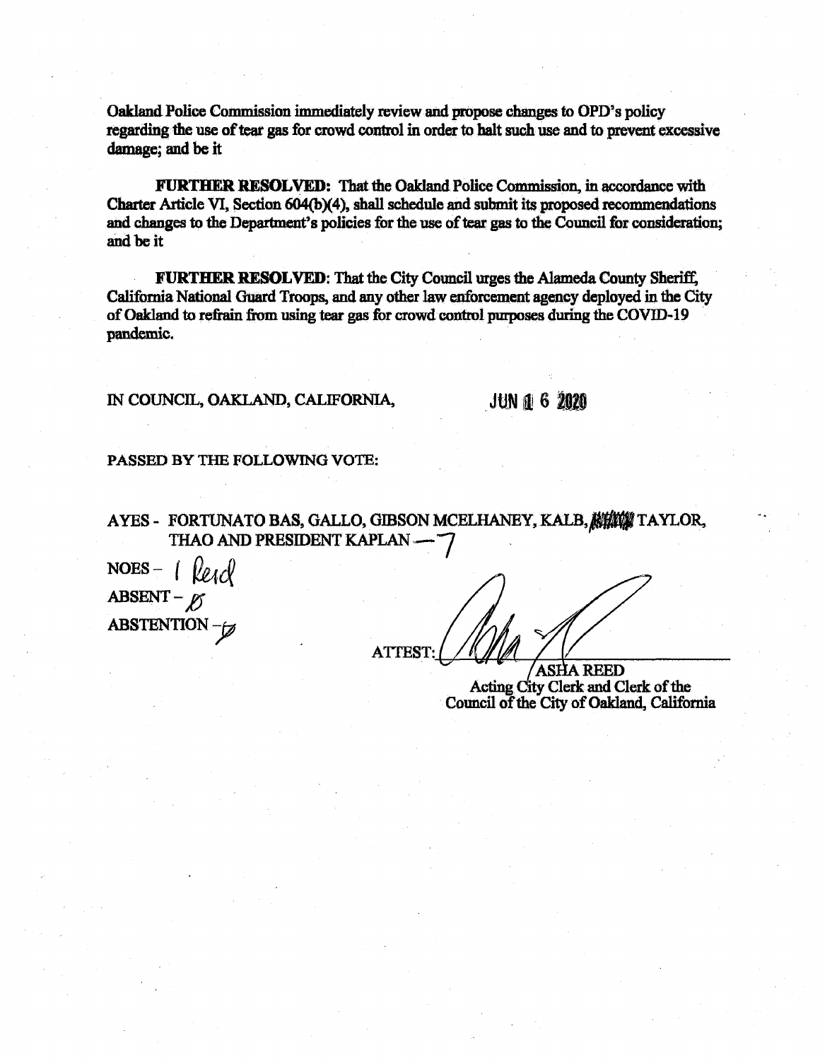Oakland Police Commission immediately review and propose changes to OPD's policy regarding the use of tear gas for crowd control in order to halt such use and to prevent excessive damage; and be it

**FURTHER RESOLVED:** That the Oakland Police Commission, in accordance with Charter Article VI, Section 604(b)(4), shall schedule and submit its proposed recommendations and changes to the Department's policies for the use of tear gas to the Council for consideration; and be it

**FURTHER RESOLVED**: That the City Council urges the Alameda County Sheriff, California National Guard Troops, and any other law enforcement agency deployed in the City of Oakland to refrain from using tear gas for crowd control purposes during the COVID-19 pandemic.

IN COUNCIL, OAKLAND, CALIFORNIA, JUN 16 2020

PASSED BY THE FOLLOWING VOTE:

AYES - FORTUNATO BAS, GALLO, GIBSON MCELHANEY, KALB, ~~REID~~ TAYLOR, THAO AND PRESIDENT KAPLAN — 7

NOES – 1 Reid

ABSENT – 0

ABSTENTION – 0

ATTEST: ASHA REED
Acting City Clerk and Clerk of the Council of the City of Oakland, California